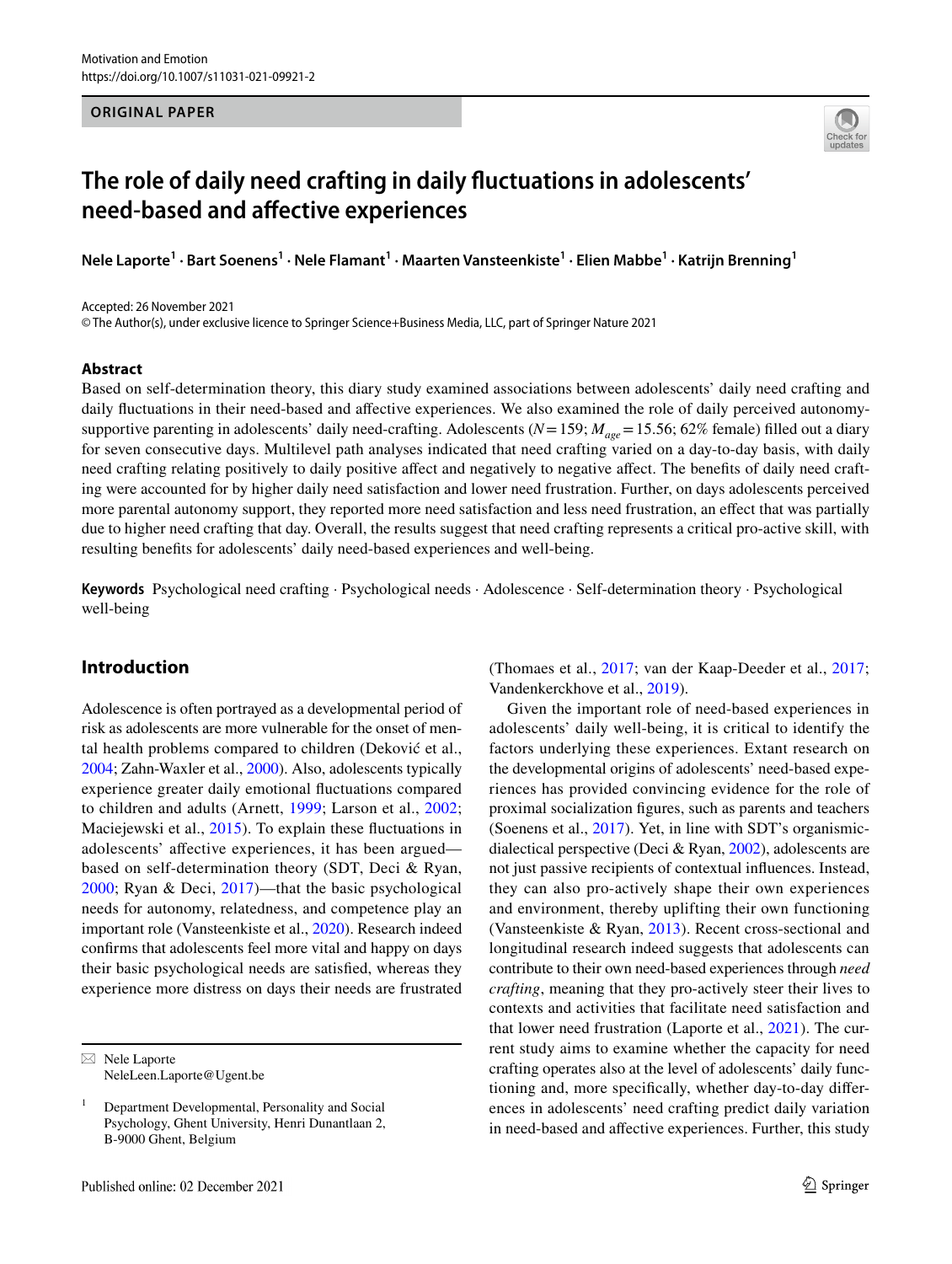ORIGINAL PAPER

# The role of daily need crafting in daily fluctuations in adolescents' need-based and affective experiences

**Nele Laporte[1] · Bart Soenens[1] · Nele Flamant[1] · Maarten Vansteenkiste[1] · Elien Mabbe[1] · Katrijn Brenning[1]**

Accepted: 26 November 2021
© The Author(s), under exclusive licence to Springer Science+Business Media, LLC, part of Springer Nature 2021

## Abstract

Based on self-determination theory, this diary study examined associations between adolescents' daily need crafting and daily fluctuations in their need-based and affective experiences. We also examined the role of daily perceived autonomy-supportive parenting in adolescents' daily need-crafting. Adolescents ($N = 159$; $M_{age} = 15.56$; 62% female) filled out a diary for seven consecutive days. Multilevel path analyses indicated that need crafting varied on a day-to-day basis, with daily need crafting relating positively to daily positive affect and negatively to negative affect. The benefits of daily need crafting were accounted for by higher daily need satisfaction and lower need frustration. Further, on days adolescents perceived more parental autonomy support, they reported more need satisfaction and less need frustration, an effect that was partially due to higher need crafting that day. Overall, the results suggest that need crafting represents a critical pro-active skill, with resulting benefits for adolescents' daily need-based experiences and well-being.

**Keywords** Psychological need crafting · Psychological needs · Adolescence · Self-determination theory · Psychological well-being

## Introduction

Adolescence is often portrayed as a developmental period of risk as adolescents are more vulnerable for the onset of mental health problems compared to children (Deković et al., 2004; Zahn-Waxler et al., 2000). Also, adolescents typically experience greater daily emotional fluctuations compared to children and adults (Arnett, 1999; Larson et al., 2002; Maciejewski et al., 2015). To explain these fluctuations in adolescents' affective experiences, it has been argued—based on self-determination theory (SDT, Deci & Ryan, 2000; Ryan & Deci, 2017)—that the basic psychological needs for autonomy, relatedness, and competence play an important role (Vansteenkiste et al., 2020). Research indeed confirms that adolescents feel more vital and happy on days their basic psychological needs are satisfied, whereas they experience more distress on days their needs are frustrated (Thomaes et al., 2017; van der Kaap-Deeder et al., 2017; Vandenkerckhove et al., 2019).

Given the important role of need-based experiences in adolescents' daily well-being, it is critical to identify the factors underlying these experiences. Extant research on the developmental origins of adolescents' need-based experiences has provided convincing evidence for the role of proximal socialization figures, such as parents and teachers (Soenens et al., 2017). Yet, in line with SDT's organismic-dialectical perspective (Deci & Ryan, 2002), adolescents are not just passive recipients of contextual influences. Instead, they can also pro-actively shape their own experiences and environment, thereby uplifting their own functioning (Vansteenkiste & Ryan, 2013). Recent cross-sectional and longitudinal research indeed suggests that adolescents can contribute to their own need-based experiences through *need crafting*, meaning that they pro-actively steer their lives to contexts and activities that facilitate need satisfaction and that lower need frustration (Laporte et al., 2021). The current study aims to examine whether the capacity for need crafting operates also at the level of adolescents' daily functioning and, more specifically, whether day-to-day differences in adolescents' need crafting predict daily variation in need-based and affective experiences. Further, this study

---

✉ Nele Laporte
NeleLeen.Laporte@Ugent.be

[1] Department Developmental, Personality and Social Psychology, Ghent University, Henri Dunantlaan 2, B-9000 Ghent, Belgium

Published online: 02 December 2021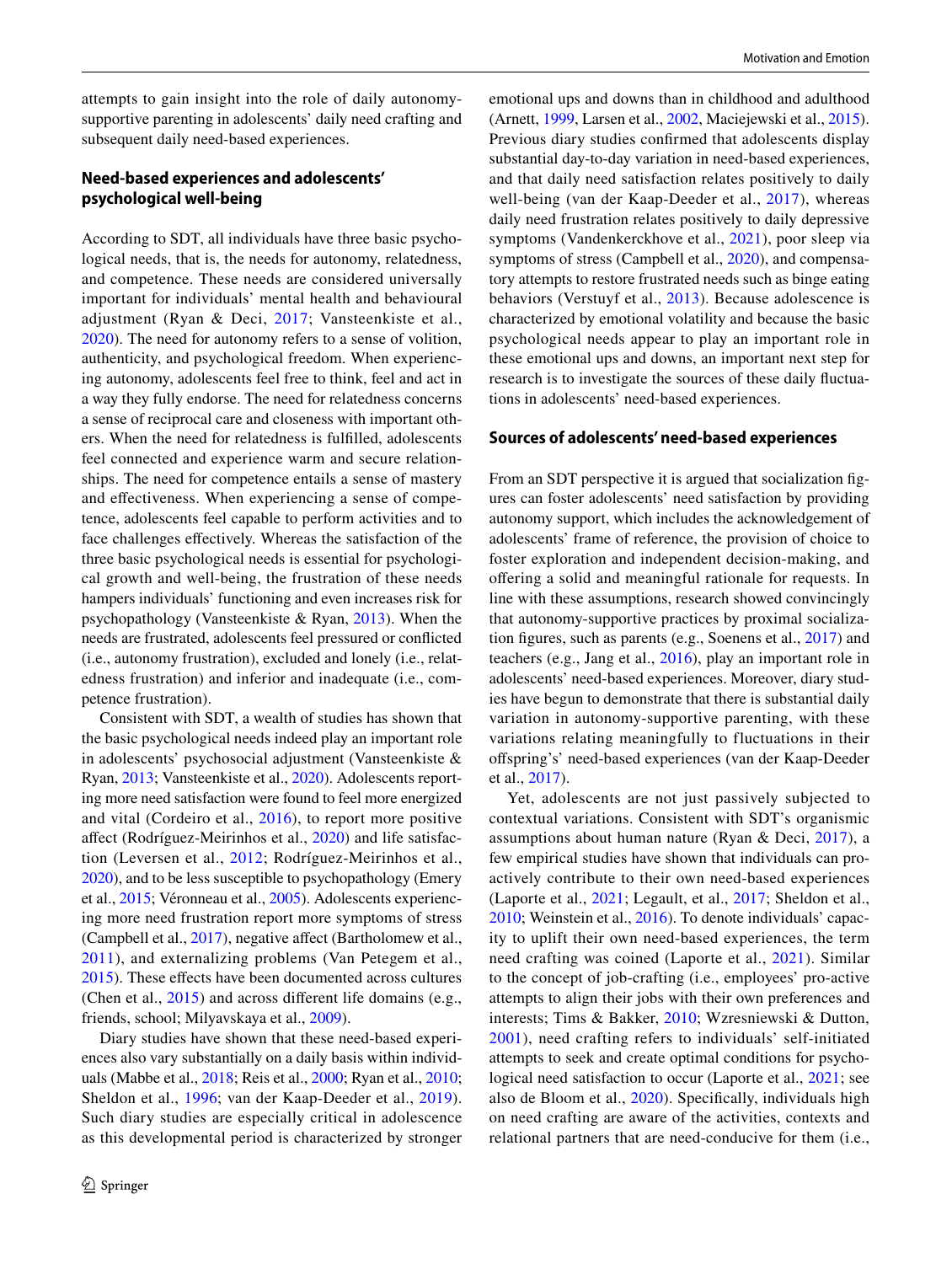attempts to gain insight into the role of daily autonomy-supportive parenting in adolescents' daily need crafting and subsequent daily need-based experiences.

## Need-based experiences and adolescents' psychological well-being

According to SDT, all individuals have three basic psychological needs, that is, the needs for autonomy, relatedness, and competence. These needs are considered universally important for individuals' mental health and behavioural adjustment (Ryan & Deci, 2017; Vansteenkiste et al., 2020). The need for autonomy refers to a sense of volition, authenticity, and psychological freedom. When experiencing autonomy, adolescents feel free to think, feel and act in a way they fully endorse. The need for relatedness concerns a sense of reciprocal care and closeness with important others. When the need for relatedness is fulfilled, adolescents feel connected and experience warm and secure relationships. The need for competence entails a sense of mastery and effectiveness. When experiencing a sense of competence, adolescents feel capable to perform activities and to face challenges effectively. Whereas the satisfaction of the three basic psychological needs is essential for psychological growth and well-being, the frustration of these needs hampers individuals' functioning and even increases risk for psychopathology (Vansteenkiste & Ryan, 2013). When the needs are frustrated, adolescents feel pressured or conflicted (i.e., autonomy frustration), excluded and lonely (i.e., relatedness frustration) and inferior and inadequate (i.e., competence frustration).

Consistent with SDT, a wealth of studies has shown that the basic psychological needs indeed play an important role in adolescents' psychosocial adjustment (Vansteenkiste & Ryan, 2013; Vansteenkiste et al., 2020). Adolescents reporting more need satisfaction were found to feel more energized and vital (Cordeiro et al., 2016), to report more positive affect (Rodríguez-Meirinhos et al., 2020) and life satisfaction (Leversen et al., 2012; Rodríguez-Meirinhos et al., 2020), and to be less susceptible to psychopathology (Emery et al., 2015; Véronneau et al., 2005). Adolescents experiencing more need frustration report more symptoms of stress (Campbell et al., 2017), negative affect (Bartholomew et al., 2011), and externalizing problems (Van Petegem et al., 2015). These effects have been documented across cultures (Chen et al., 2015) and across different life domains (e.g., friends, school; Milyavskaya et al., 2009).

Diary studies have shown that these need-based experiences also vary substantially on a daily basis within individuals (Mabbe et al., 2018; Reis et al., 2000; Ryan et al., 2010; Sheldon et al., 1996; van der Kaap-Deeder et al., 2019). Such diary studies are especially critical in adolescence as this developmental period is characterized by stronger emotional ups and downs than in childhood and adulthood (Arnett, 1999, Larsen et al., 2002, Maciejewski et al., 2015). Previous diary studies confirmed that adolescents display substantial day-to-day variation in need-based experiences, and that daily need satisfaction relates positively to daily well-being (van der Kaap-Deeder et al., 2017), whereas daily need frustration relates positively to daily depressive symptoms (Vandenkerckhove et al., 2021), poor sleep via symptoms of stress (Campbell et al., 2020), and compensatory attempts to restore frustrated needs such as binge eating behaviors (Verstuyf et al., 2013). Because adolescence is characterized by emotional volatility and because the basic psychological needs appear to play an important role in these emotional ups and downs, an important next step for research is to investigate the sources of these daily fluctuations in adolescents' need-based experiences.

## Sources of adolescents' need-based experiences

From an SDT perspective it is argued that socialization figures can foster adolescents' need satisfaction by providing autonomy support, which includes the acknowledgement of adolescents' frame of reference, the provision of choice to foster exploration and independent decision-making, and offering a solid and meaningful rationale for requests. In line with these assumptions, research showed convincingly that autonomy-supportive practices by proximal socialization figures, such as parents (e.g., Soenens et al., 2017) and teachers (e.g., Jang et al., 2016), play an important role in adolescents' need-based experiences. Moreover, diary studies have begun to demonstrate that there is substantial daily variation in autonomy-supportive parenting, with these variations relating meaningfully to fluctuations in their offspring's' need-based experiences (van der Kaap-Deeder et al., 2017).

Yet, adolescents are not just passively subjected to contextual variations. Consistent with SDT's organismic assumptions about human nature (Ryan & Deci, 2017), a few empirical studies have shown that individuals can proactively contribute to their own need-based experiences (Laporte et al., 2021; Legault, et al., 2017; Sheldon et al., 2010; Weinstein et al., 2016). To denote individuals' capacity to uplift their own need-based experiences, the term need crafting was coined (Laporte et al., 2021). Similar to the concept of job-crafting (i.e., employees' pro-active attempts to align their jobs with their own preferences and interests; Tims & Bakker, 2010; Wzresniewski & Dutton, 2001), need crafting refers to individuals' self-initiated attempts to seek and create optimal conditions for psychological need satisfaction to occur (Laporte et al., 2021; see also de Bloom et al., 2020). Specifically, individuals high on need crafting are aware of the activities, contexts and relational partners that are need-conducive for them (i.e.,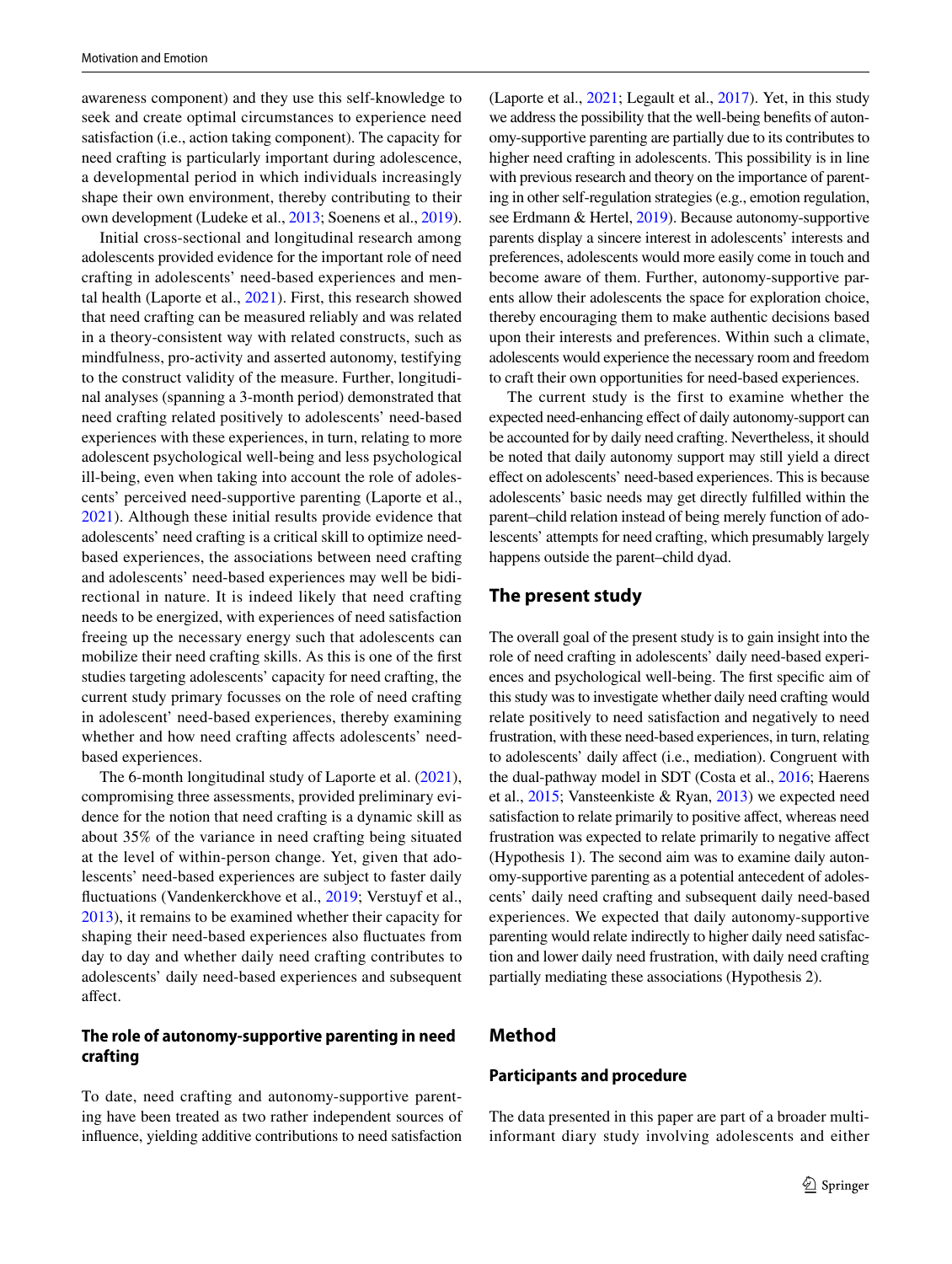awareness component) and they use this self-knowledge to seek and create optimal circumstances to experience need satisfaction (i.e., action taking component). The capacity for need crafting is particularly important during adolescence, a developmental period in which individuals increasingly shape their own environment, thereby contributing to their own development (Ludeke et al., 2013; Soenens et al., 2019).

Initial cross-sectional and longitudinal research among adolescents provided evidence for the important role of need crafting in adolescents' need-based experiences and mental health (Laporte et al., 2021). First, this research showed that need crafting can be measured reliably and was related in a theory-consistent way with related constructs, such as mindfulness, pro-activity and asserted autonomy, testifying to the construct validity of the measure. Further, longitudinal analyses (spanning a 3-month period) demonstrated that need crafting related positively to adolescents' need-based experiences with these experiences, in turn, relating to more adolescent psychological well-being and less psychological ill-being, even when taking into account the role of adolescents' perceived need-supportive parenting (Laporte et al., 2021). Although these initial results provide evidence that adolescents' need crafting is a critical skill to optimize need-based experiences, the associations between need crafting and adolescents' need-based experiences may well be bidirectional in nature. It is indeed likely that need crafting needs to be energized, with experiences of need satisfaction freeing up the necessary energy such that adolescents can mobilize their need crafting skills. As this is one of the first studies targeting adolescents' capacity for need crafting, the current study primary focusses on the role of need crafting in adolescent' need-based experiences, thereby examining whether and how need crafting affects adolescents' need-based experiences.

The 6-month longitudinal study of Laporte et al. (2021), compromising three assessments, provided preliminary evidence for the notion that need crafting is a dynamic skill as about 35% of the variance in need crafting being situated at the level of within-person change. Yet, given that adolescents' need-based experiences are subject to faster daily fluctuations (Vandenkerckhove et al., 2019; Verstuyf et al., 2013), it remains to be examined whether their capacity for shaping their need-based experiences also fluctuates from day to day and whether daily need crafting contributes to adolescents' daily need-based experiences and subsequent affect.

### The role of autonomy-supportive parenting in need crafting

To date, need crafting and autonomy-supportive parenting have been treated as two rather independent sources of influence, yielding additive contributions to need satisfaction (Laporte et al., 2021; Legault et al., 2017). Yet, in this study we address the possibility that the well-being benefits of autonomy-supportive parenting are partially due to its contributes to higher need crafting in adolescents. This possibility is in line with previous research and theory on the importance of parenting in other self-regulation strategies (e.g., emotion regulation, see Erdmann & Hertel, 2019). Because autonomy-supportive parents display a sincere interest in adolescents' interests and preferences, adolescents would more easily come in touch and become aware of them. Further, autonomy-supportive parents allow their adolescents the space for exploration choice, thereby encouraging them to make authentic decisions based upon their interests and preferences. Within such a climate, adolescents would experience the necessary room and freedom to craft their own opportunities for need-based experiences.

The current study is the first to examine whether the expected need-enhancing effect of daily autonomy-support can be accounted for by daily need crafting. Nevertheless, it should be noted that daily autonomy support may still yield a direct effect on adolescents' need-based experiences. This is because adolescents' basic needs may get directly fulfilled within the parent–child relation instead of being merely function of adolescents' attempts for need crafting, which presumably largely happens outside the parent–child dyad.

## The present study

The overall goal of the present study is to gain insight into the role of need crafting in adolescents' daily need-based experiences and psychological well-being. The first specific aim of this study was to investigate whether daily need crafting would relate positively to need satisfaction and negatively to need frustration, with these need-based experiences, in turn, relating to adolescents' daily affect (i.e., mediation). Congruent with the dual-pathway model in SDT (Costa et al., 2016; Haerens et al., 2015; Vansteenkiste & Ryan, 2013) we expected need satisfaction to relate primarily to positive affect, whereas need frustration was expected to relate primarily to negative affect (Hypothesis 1). The second aim was to examine daily autonomy-supportive parenting as a potential antecedent of adolescents' daily need crafting and subsequent daily need-based experiences. We expected that daily autonomy-supportive parenting would relate indirectly to higher daily need satisfaction and lower daily need frustration, with daily need crafting partially mediating these associations (Hypothesis 2).

## Method

### Participants and procedure

The data presented in this paper are part of a broader multi-informant diary study involving adolescents and either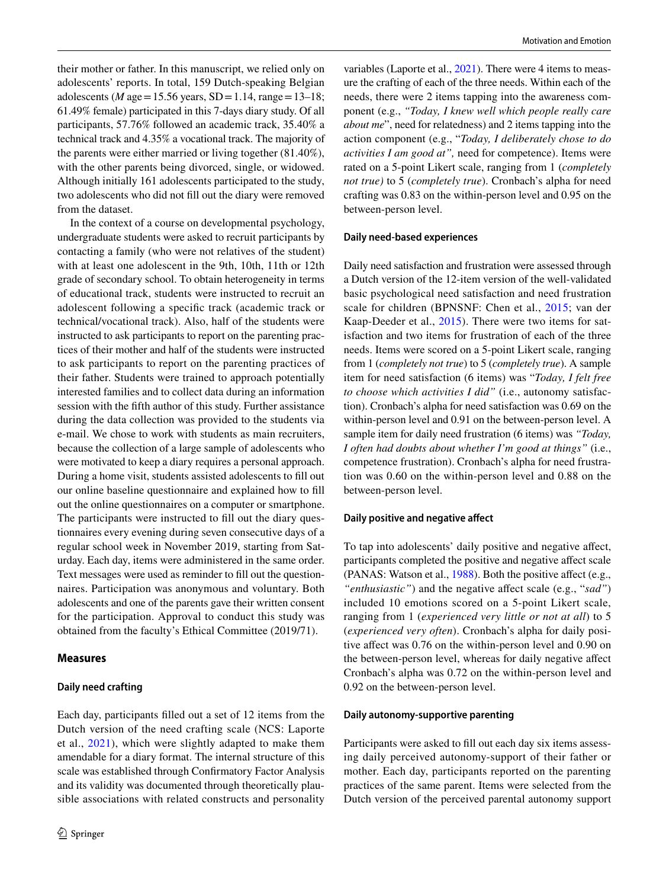their mother or father. In this manuscript, we relied only on adolescents' reports. In total, 159 Dutch-speaking Belgian adolescents (*M* age = 15.56 years, SD = 1.14, range = 13–18; 61.49% female) participated in this 7-days diary study. Of all participants, 57.76% followed an academic track, 35.40% a technical track and 4.35% a vocational track. The majority of the parents were either married or living together (81.40%), with the other parents being divorced, single, or widowed. Although initially 161 adolescents participated to the study, two adolescents who did not fill out the diary were removed from the dataset.

In the context of a course on developmental psychology, undergraduate students were asked to recruit participants by contacting a family (who were not relatives of the student) with at least one adolescent in the 9th, 10th, 11th or 12th grade of secondary school. To obtain heterogeneity in terms of educational track, students were instructed to recruit an adolescent following a specific track (academic track or technical/vocational track). Also, half of the students were instructed to ask participants to report on the parenting practices of their mother and half of the students were instructed to ask participants to report on the parenting practices of their father. Students were trained to approach potentially interested families and to collect data during an information session with the fifth author of this study. Further assistance during the data collection was provided to the students via e-mail. We chose to work with students as main recruiters, because the collection of a large sample of adolescents who were motivated to keep a diary requires a personal approach. During a home visit, students assisted adolescents to fill out our online baseline questionnaire and explained how to fill out the online questionnaires on a computer or smartphone. The participants were instructed to fill out the diary questionnaires every evening during seven consecutive days of a regular school week in November 2019, starting from Saturday. Each day, items were administered in the same order. Text messages were used as reminder to fill out the questionnaires. Participation was anonymous and voluntary. Both adolescents and one of the parents gave their written consent for the participation. Approval to conduct this study was obtained from the faculty's Ethical Committee (2019/71).

## Measures

### Daily need crafting

Each day, participants filled out a set of 12 items from the Dutch version of the need crafting scale (NCS: Laporte et al., 2021), which were slightly adapted to make them amendable for a diary format. The internal structure of this scale was established through Confirmatory Factor Analysis and its validity was documented through theoretically plausible associations with related constructs and personality variables (Laporte et al., 2021). There were 4 items to measure the crafting of each of the three needs. Within each of the needs, there were 2 items tapping into the awareness component (e.g., *"Today, I knew well which people really care about me*", need for relatedness) and 2 items tapping into the action component (e.g., "*Today, I deliberately chose to do activities I am good at",* need for competence). Items were rated on a 5-point Likert scale, ranging from 1 (*completely not true)* to 5 (*completely true*). Cronbach's alpha for need crafting was 0.83 on the within-person level and 0.95 on the between-person level.

### Daily need-based experiences

Daily need satisfaction and frustration were assessed through a Dutch version of the 12-item version of the well-validated basic psychological need satisfaction and need frustration scale for children (BPNSNF: Chen et al., 2015; van der Kaap-Deeder et al., 2015). There were two items for satisfaction and two items for frustration of each of the three needs. Items were scored on a 5-point Likert scale, ranging from 1 (*completely not true*) to 5 (*completely true*). A sample item for need satisfaction (6 items) was "*Today, I felt free to choose which activities I did"* (i.e., autonomy satisfaction). Cronbach's alpha for need satisfaction was 0.69 on the within-person level and 0.91 on the between-person level. A sample item for daily need frustration (6 items) was *"Today, I often had doubts about whether I'm good at things"* (i.e., competence frustration). Cronbach's alpha for need frustration was 0.60 on the within-person level and 0.88 on the between-person level.

### Daily positive and negative affect

To tap into adolescents' daily positive and negative affect, participants completed the positive and negative affect scale (PANAS: Watson et al., 1988). Both the positive affect (e.g., *"enthusiastic"*) and the negative affect scale (e.g., "*sad"*) included 10 emotions scored on a 5-point Likert scale, ranging from 1 (*experienced very little or not at all*) to 5 (*experienced very often*). Cronbach's alpha for daily positive affect was 0.76 on the within-person level and 0.90 on the between-person level, whereas for daily negative affect Cronbach's alpha was 0.72 on the within-person level and 0.92 on the between-person level.

### Daily autonomy-supportive parenting

Participants were asked to fill out each day six items assessing daily perceived autonomy-support of their father or mother. Each day, participants reported on the parenting practices of the same parent. Items were selected from the Dutch version of the perceived parental autonomy support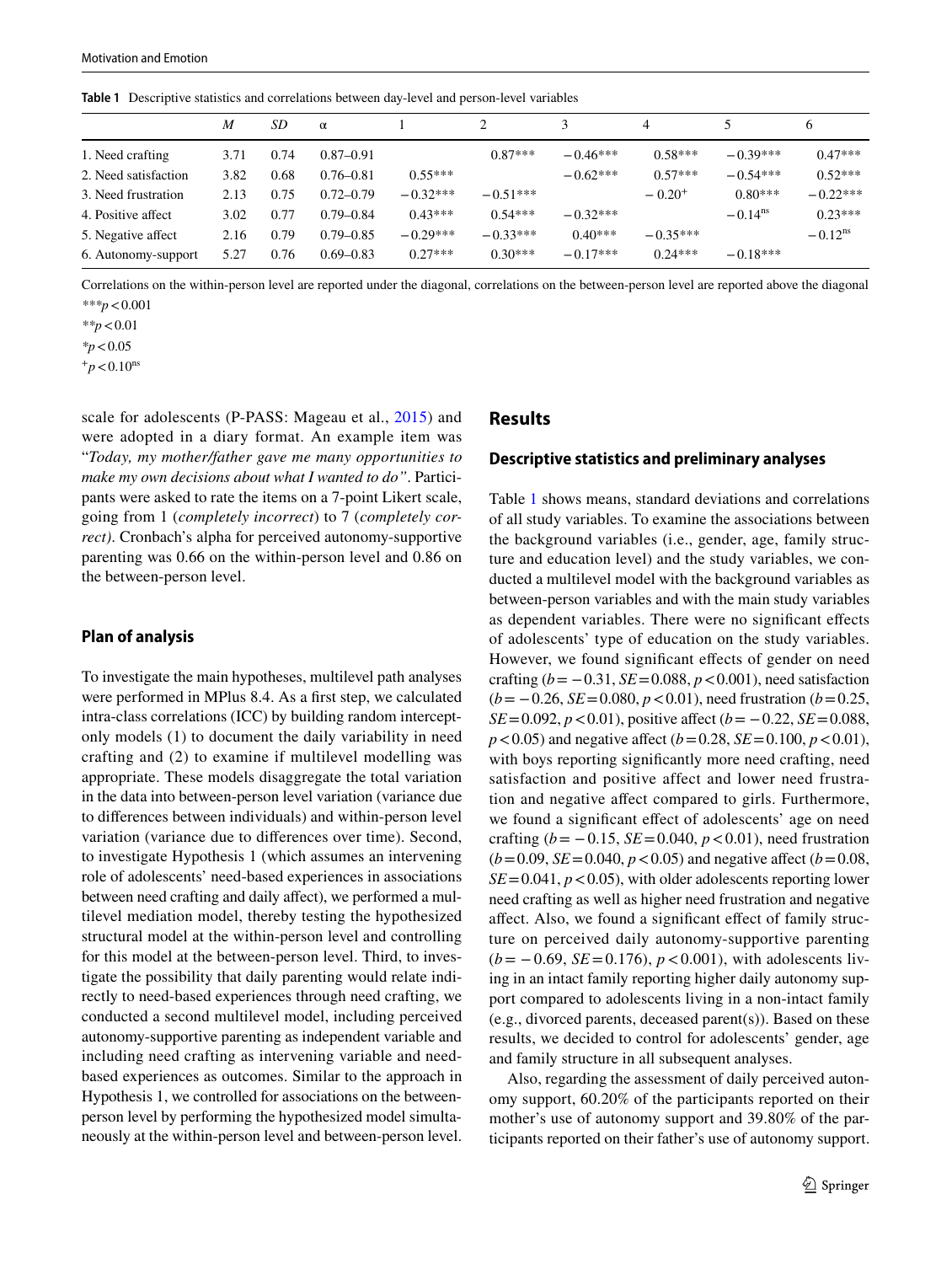**Table 1** Descriptive statistics and correlations between day-level and person-level variables

| | *M* | *SD* | α | 1 | 2 | 3 | 4 | 5 | 6 |
|---|---|---|---|---|---|---|---|---|---|
| 1. Need crafting | 3.71 | 0.74 | 0.87–0.91 | | 0.87*** | −0.46*** | 0.58*** | −0.39*** | 0.47*** |
| 2. Need satisfaction | 3.82 | 0.68 | 0.76–0.81 | 0.55*** | | −0.62*** | 0.57*** | −0.54*** | 0.52*** |
| 3. Need frustration | 2.13 | 0.75 | 0.72–0.79 | −0.32*** | −0.51*** | | −0.20+ | 0.80*** | −0.22*** |
| 4. Positive affect | 3.02 | 0.77 | 0.79–0.84 | 0.43*** | 0.54*** | −0.32*** | | −0.14ns | 0.23*** |
| 5. Negative affect | 2.16 | 0.79 | 0.79–0.85 | −0.29*** | −0.33*** | 0.40*** | −0.35*** | | −0.12ns |
| 6. Autonomy-support | 5.27 | 0.76 | 0.69–0.83 | 0.27*** | 0.30*** | −0.17*** | 0.24*** | −0.18*** | |

Correlations on the within-person level are reported under the diagonal, correlations on the between-person level are reported above the diagonal

***$p<0.001$

**$p<0.01$

*$p<0.05$

+$p<0.10$ns

scale for adolescents (P-PASS: Mageau et al., 2015) and were adopted in a diary format. An example item was "*Today, my mother/father gave me many opportunities to make my own decisions about what I wanted to do*". Participants were asked to rate the items on a 7-point Likert scale, going from 1 (*completely incorrect*) to 7 (*completely correct)*. Cronbach's alpha for perceived autonomy-supportive parenting was 0.66 on the within-person level and 0.86 on the between-person level.

### Plan of analysis

To investigate the main hypotheses, multilevel path analyses were performed in MPlus 8.4. As a first step, we calculated intra-class correlations (ICC) by building random intercept-only models (1) to document the daily variability in need crafting and (2) to examine if multilevel modelling was appropriate. These models disaggregate the total variation in the data into between-person level variation (variance due to differences between individuals) and within-person level variation (variance due to differences over time). Second, to investigate Hypothesis 1 (which assumes an intervening role of adolescents' need-based experiences in associations between need crafting and daily affect), we performed a multilevel mediation model, thereby testing the hypothesized structural model at the within-person level and controlling for this model at the between-person level. Third, to investigate the possibility that daily parenting would relate indirectly to need-based experiences through need crafting, we conducted a second multilevel model, including perceived autonomy-supportive parenting as independent variable and including need crafting as intervening variable and need-based experiences as outcomes. Similar to the approach in Hypothesis 1, we controlled for associations on the between-person level by performing the hypothesized model simultaneously at the within-person level and between-person level.

## Results

### Descriptive statistics and preliminary analyses

Table 1 shows means, standard deviations and correlations of all study variables. To examine the associations between the background variables (i.e., gender, age, family structure and education level) and the study variables, we conducted a multilevel model with the background variables as between-person variables and with the main study variables as dependent variables. There were no significant effects of adolescents' type of education on the study variables. However, we found significant effects of gender on need crafting ($b=-0.31$, $SE=0.088$, $p<0.001$), need satisfaction ($b=-0.26$, $SE=0.080$, $p<0.01$), need frustration ($b=0.25$, $SE=0.092$, $p<0.01$), positive affect ($b=-0.22$, $SE=0.088$, $p<0.05$) and negative affect ($b=0.28$, $SE=0.100$, $p<0.01$), with boys reporting significantly more need crafting, need satisfaction and positive affect and lower need frustration and negative affect compared to girls. Furthermore, we found a significant effect of adolescents' age on need crafting ($b=-0.15$, $SE=0.040$, $p<0.01$), need frustration ($b=0.09$, $SE=0.040$, $p<0.05$) and negative affect ($b=0.08$, $SE=0.041$, $p<0.05$), with older adolescents reporting lower need crafting as well as higher need frustration and negative affect. Also, we found a significant effect of family structure on perceived daily autonomy-supportive parenting ($b=-0.69$, $SE=0.176$), $p<0.001$), with adolescents living in an intact family reporting higher daily autonomy support compared to adolescents living in a non-intact family (e.g., divorced parents, deceased parent(s)). Based on these results, we decided to control for adolescents' gender, age and family structure in all subsequent analyses.

Also, regarding the assessment of daily perceived autonomy support, 60.20% of the participants reported on their mother's use of autonomy support and 39.80% of the participants reported on their father's use of autonomy support.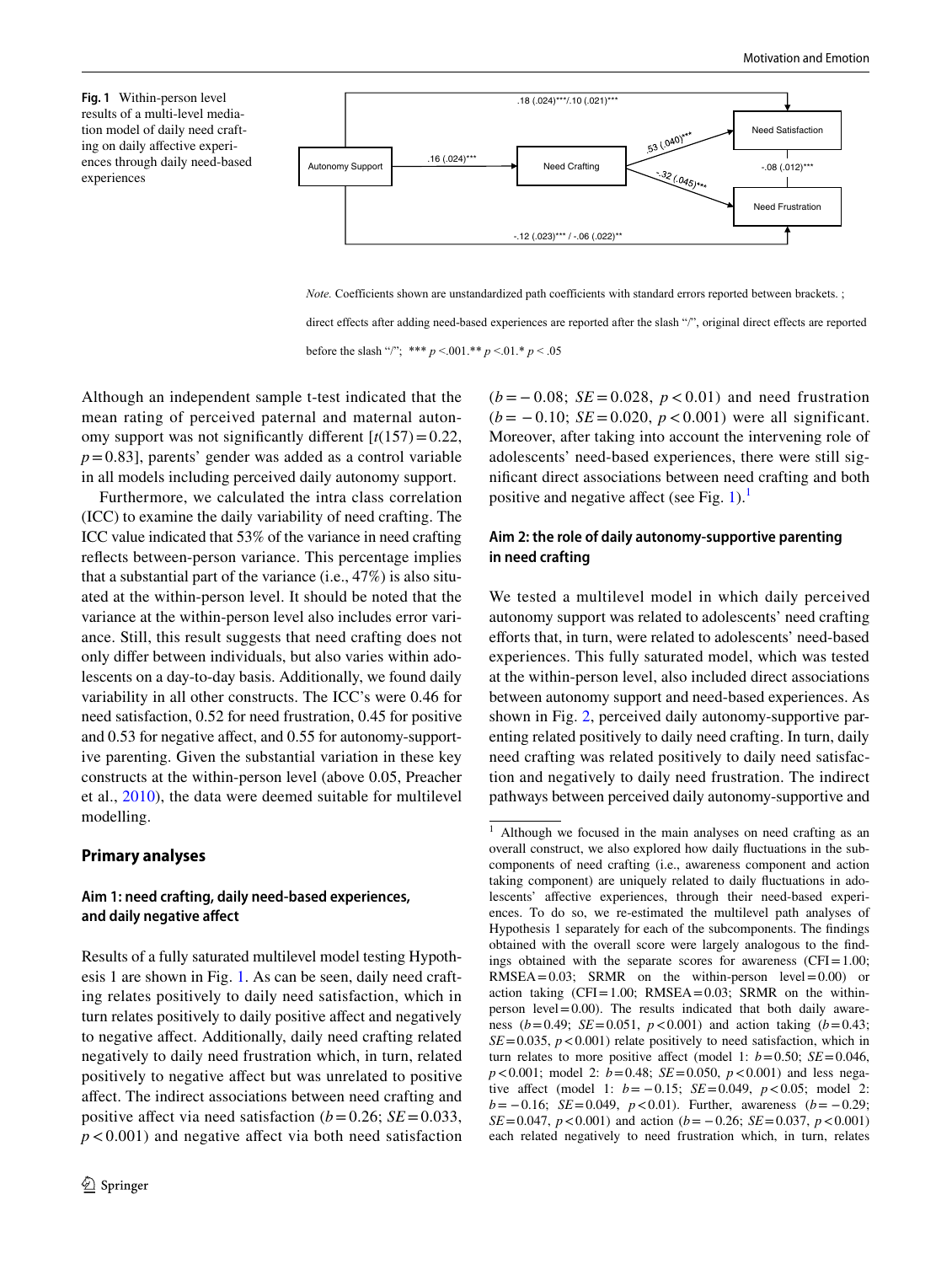**Fig. 1** Within-person level results of a multi-level mediation model of daily need crafting on daily affective experiences through daily need-based experiences

*Note.* Coefficients shown are unstandardized path coefficients with standard errors reported between brackets. ; direct effects after adding need-based experiences are reported after the slash "/", original direct effects are reported before the slash "/"; *** $p$ <.001.** $p$ <.01.* $p$ < .05

Although an independent sample t-test indicated that the mean rating of perceived paternal and maternal autonomy support was not significantly different [$t(157)=0.22$, $p=0.83$], parents' gender was added as a control variable in all models including perceived daily autonomy support.

Furthermore, we calculated the intra class correlation (ICC) to examine the daily variability of need crafting. The ICC value indicated that 53% of the variance in need crafting reflects between-person variance. This percentage implies that a substantial part of the variance (i.e., 47%) is also situated at the within-person level. It should be noted that the variance at the within-person level also includes error variance. Still, this result suggests that need crafting does not only differ between individuals, but also varies within adolescents on a day-to-day basis. Additionally, we found daily variability in all other constructs. The ICC's were 0.46 for need satisfaction, 0.52 for need frustration, 0.45 for positive and 0.53 for negative affect, and 0.55 for autonomy-supportive parenting. Given the substantial variation in these key constructs at the within-person level (above 0.05, Preacher et al., 2010), the data were deemed suitable for multilevel modelling.

## Primary analyses

### Aim 1: need crafting, daily need-based experiences, and daily negative affect

Results of a fully saturated multilevel model testing Hypothesis 1 are shown in Fig. 1. As can be seen, daily need crafting relates positively to daily need satisfaction, which in turn relates positively to daily positive affect and negatively to negative affect. Additionally, daily need crafting related negatively to daily need frustration which, in turn, related positively to negative affect but was unrelated to positive affect. The indirect associations between need crafting and positive affect via need satisfaction ($b=0.26$; $SE=0.033$, $p<0.001$) and negative affect via both need satisfaction ($b=-0.08$; $SE=0.028$, $p<0.01$) and need frustration ($b=-0.10$; $SE=0.020$, $p<0.001$) were all significant. Moreover, after taking into account the intervening role of adolescents' need-based experiences, there were still significant direct associations between need crafting and both positive and negative affect (see Fig. 1).[1]

### Aim 2: the role of daily autonomy-supportive parenting in need crafting

We tested a multilevel model in which daily perceived autonomy support was related to adolescents' need crafting efforts that, in turn, were related to adolescents' need-based experiences. This fully saturated model, which was tested at the within-person level, also included direct associations between autonomy support and need-based experiences. As shown in Fig. 2, perceived daily autonomy-supportive parenting related positively to daily need crafting. In turn, daily need crafting was related positively to daily need satisfaction and negatively to daily need frustration. The indirect pathways between perceived daily autonomy-supportive and

[1] Although we focused in the main analyses on need crafting as an overall construct, we also explored how daily fluctuations in the subcomponents of need crafting (i.e., awareness component and action taking component) are uniquely related to daily fluctuations in adolescents' affective experiences, through their need-based experiences. To do so, we re-estimated the multilevel path analyses of Hypothesis 1 separately for each of the subcomponents. The findings obtained with the overall score were largely analogous to the findings obtained with the separate scores for awareness (CFI = 1.00; RMSEA = 0.03; SRMR on the within-person level = 0.00) or action taking (CFI = 1.00; RMSEA = 0.03; SRMR on the within-person level = 0.00). The results indicated that both daily awareness ($b=0.49$; $SE=0.051$, $p<0.001$) and action taking ($b=0.43$; $SE=0.035$, $p<0.001$) relate positively to need satisfaction, which in turn relates to more positive affect (model 1: $b=0.50$; $SE=0.046$, $p<0.001$; model 2: $b=0.48$; $SE=0.050$, $p<0.001$) and less negative affect (model 1: $b=-0.15$; $SE=0.049$, $p<0.05$; model 2: $b=-0.16$; $SE=0.049$, $p<0.01$). Further, awareness ($b=-0.29$; $SE=0.047$, $p<0.001$) and action ($b=-0.26$; $SE=0.037$, $p<0.001$) each related negatively to need frustration which, in turn, relates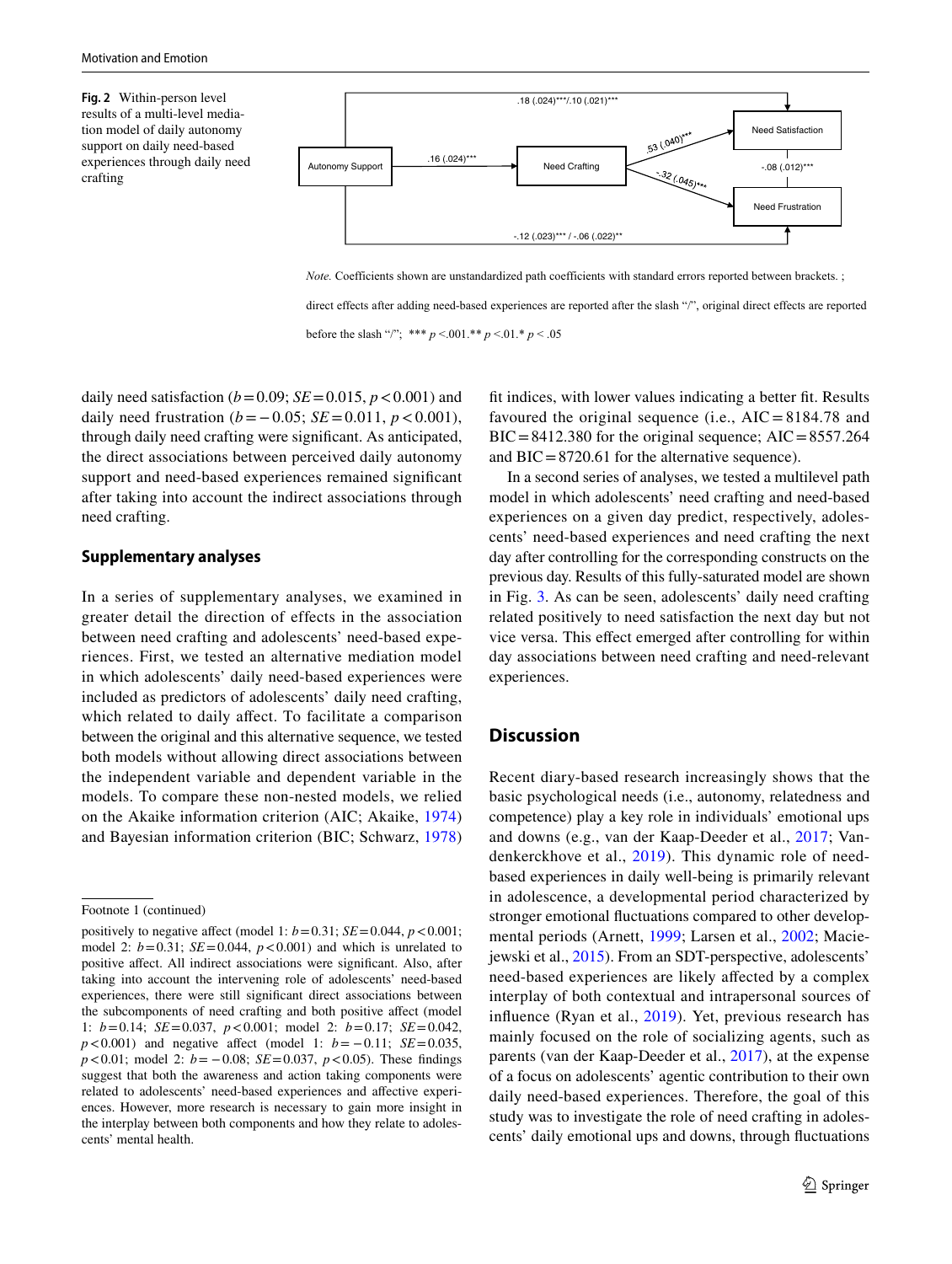**Fig. 2** Within-person level results of a multi-level mediation model of daily autonomy support on daily need-based experiences through daily need crafting

Autonomy Support → Need Crafting: .16 (.024)***

Need Crafting → Need Satisfaction: .53 (.040)***

Need Crafting → Need Frustration: -.32 (.045)***

Need Satisfaction — Need Frustration: -.08 (.012)***

Autonomy Support → Need Satisfaction: .18 (.024)***/.10 (.021)***

Autonomy Support → Need Frustration: -.12 (.023)*** / -.06 (.022)**

*Note.* Coefficients shown are unstandardized path coefficients with standard errors reported between brackets. ; direct effects after adding need-based experiences are reported after the slash "/", original direct effects are reported before the slash "/"; *** $p$ <.001.** $p$ <.01.* $p$ < .05

daily need satisfaction ($b = 0.09$; $SE = 0.015$, $p < 0.001$) and daily need frustration ($b = -0.05$; $SE = 0.011$, $p < 0.001$), through daily need crafting were significant. As anticipated, the direct associations between perceived daily autonomy support and need-based experiences remained significant after taking into account the indirect associations through need crafting.

## Supplementary analyses

In a series of supplementary analyses, we examined in greater detail the direction of effects in the association between need crafting and adolescents' need-based experiences. First, we tested an alternative mediation model in which adolescents' daily need-based experiences were included as predictors of adolescents' daily need crafting, which related to daily affect. To facilitate a comparison between the original and this alternative sequence, we tested both models without allowing direct associations between the independent variable and dependent variable in the models. To compare these non-nested models, we relied on the Akaike information criterion (AIC; Akaike, 1974) and Bayesian information criterion (BIC; Schwarz, 1978) fit indices, with lower values indicating a better fit. Results favoured the original sequence (i.e., AIC = 8184.78 and BIC = 8412.380 for the original sequence; AIC = 8557.264 and BIC = 8720.61 for the alternative sequence).

In a second series of analyses, we tested a multilevel path model in which adolescents' need crafting and need-based experiences on a given day predict, respectively, adolescents' need-based experiences and need crafting the next day after controlling for the corresponding constructs on the previous day. Results of this fully-saturated model are shown in Fig. 3. As can be seen, adolescents' daily need crafting related positively to need satisfaction the next day but not vice versa. This effect emerged after controlling for within day associations between need crafting and need-relevant experiences.

## Discussion

Recent diary-based research increasingly shows that the basic psychological needs (i.e., autonomy, relatedness and competence) play a key role in individuals' emotional ups and downs (e.g., van der Kaap-Deeder et al., 2017; Vandenkerckhove et al., 2019). This dynamic role of need-based experiences in daily well-being is primarily relevant in adolescence, a developmental period characterized by stronger emotional fluctuations compared to other developmental periods (Arnett, 1999; Larsen et al., 2002; Maciejewski et al., 2015). From an SDT-perspective, adolescents' need-based experiences are likely affected by a complex interplay of both contextual and intrapersonal sources of influence (Ryan et al., 2019). Yet, previous research has mainly focused on the role of socializing agents, such as parents (van der Kaap-Deeder et al., 2017), at the expense of a focus on adolescents' agentic contribution to their own daily need-based experiences. Therefore, the goal of this study was to investigate the role of need crafting in adolescents' daily emotional ups and downs, through fluctuations

---

Footnote 1 (continued)

positively to negative affect (model 1: $b = 0.31$; $SE = 0.044$, $p < 0.001$; model 2: $b = 0.31$; $SE = 0.044$, $p < 0.001$) and which is unrelated to positive affect. All indirect associations were significant. Also, after taking into account the intervening role of adolescents' need-based experiences, there were still significant direct associations between the subcomponents of need crafting and both positive affect (model 1: $b = 0.14$; $SE = 0.037$, $p < 0.001$; model 2: $b = 0.17$; $SE = 0.042$, $p < 0.001$) and negative affect (model 1: $b = -0.11$; $SE = 0.035$, $p < 0.01$; model 2: $b = -0.08$; $SE = 0.037$, $p < 0.05$). These findings suggest that both the awareness and action taking components were related to adolescents' need-based experiences and affective experiences. However, more research is necessary to gain more insight in the interplay between both components and how they relate to adolescents' mental health.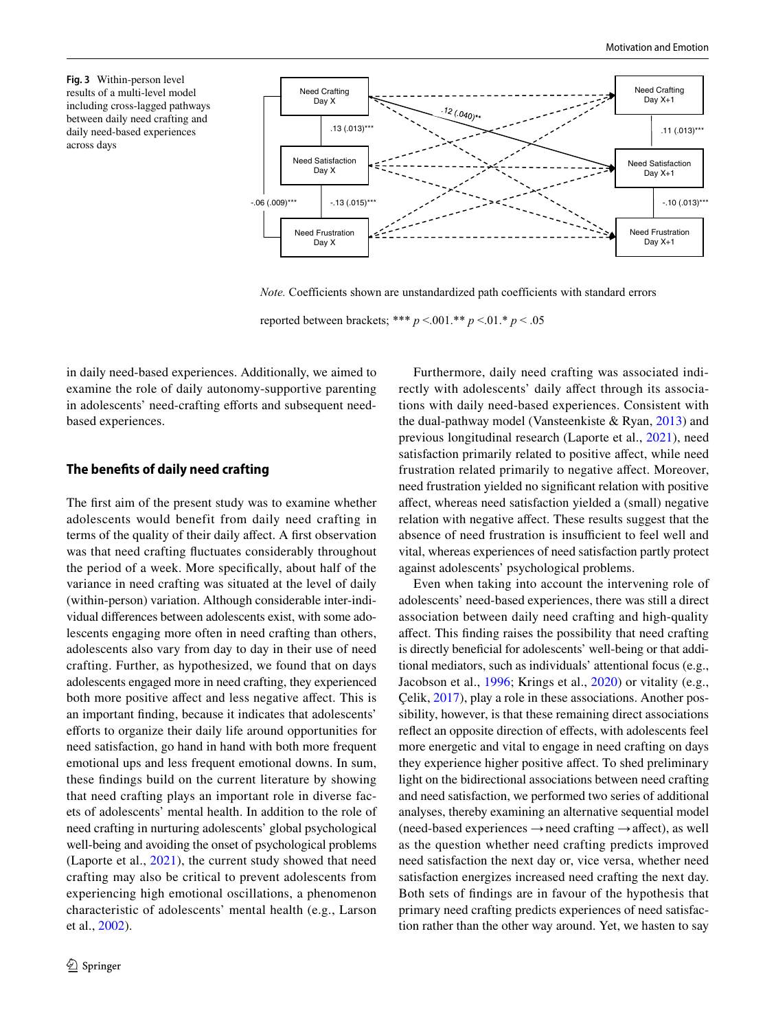**Fig. 3** Within-person level results of a multi-level model including cross-lagged pathways between daily need crafting and daily need-based experiences across days

*Note.* Coefficients shown are unstandardized path coefficients with standard errors reported between brackets; *** $p$ <.001.** $p$ <.01.* $p$ < .05

in daily need-based experiences. Additionally, we aimed to examine the role of daily autonomy-supportive parenting in adolescents' need-crafting efforts and subsequent need-based experiences.

## The benefits of daily need crafting

The first aim of the present study was to examine whether adolescents would benefit from daily need crafting in terms of the quality of their daily affect. A first observation was that need crafting fluctuates considerably throughout the period of a week. More specifically, about half of the variance in need crafting was situated at the level of daily (within-person) variation. Although considerable inter-individual differences between adolescents exist, with some adolescents engaging more often in need crafting than others, adolescents also vary from day to day in their use of need crafting. Further, as hypothesized, we found that on days adolescents engaged more in need crafting, they experienced both more positive affect and less negative affect. This is an important finding, because it indicates that adolescents' efforts to organize their daily life around opportunities for need satisfaction, go hand in hand with both more frequent emotional ups and less frequent emotional downs. In sum, these findings build on the current literature by showing that need crafting plays an important role in diverse facets of adolescents' mental health. In addition to the role of need crafting in nurturing adolescents' global psychological well-being and avoiding the onset of psychological problems (Laporte et al., 2021), the current study showed that need crafting may also be critical to prevent adolescents from experiencing high emotional oscillations, a phenomenon characteristic of adolescents' mental health (e.g., Larson et al., 2002).

Furthermore, daily need crafting was associated indirectly with adolescents' daily affect through its associations with daily need-based experiences. Consistent with the dual-pathway model (Vansteenkiste & Ryan, 2013) and previous longitudinal research (Laporte et al., 2021), need satisfaction primarily related to positive affect, while need frustration related primarily to negative affect. Moreover, need frustration yielded no significant relation with positive affect, whereas need satisfaction yielded a (small) negative relation with negative affect. These results suggest that the absence of need frustration is insufficient to feel well and vital, whereas experiences of need satisfaction partly protect against adolescents' psychological problems.

Even when taking into account the intervening role of adolescents' need-based experiences, there was still a direct association between daily need crafting and high-quality affect. This finding raises the possibility that need crafting is directly beneficial for adolescents' well-being or that additional mediators, such as individuals' attentional focus (e.g., Jacobson et al., 1996; Krings et al., 2020) or vitality (e.g., Çelik, 2017), play a role in these associations. Another possibility, however, is that these remaining direct associations reflect an opposite direction of effects, with adolescents feel more energetic and vital to engage in need crafting on days they experience higher positive affect. To shed preliminary light on the bidirectional associations between need crafting and need satisfaction, we performed two series of additional analyses, thereby examining an alternative sequential model (need-based experiences → need crafting → affect), as well as the question whether need crafting predicts improved need satisfaction the next day or, vice versa, whether need satisfaction energizes increased need crafting the next day. Both sets of findings are in favour of the hypothesis that primary need crafting predicts experiences of need satisfaction rather than the other way around. Yet, we hasten to say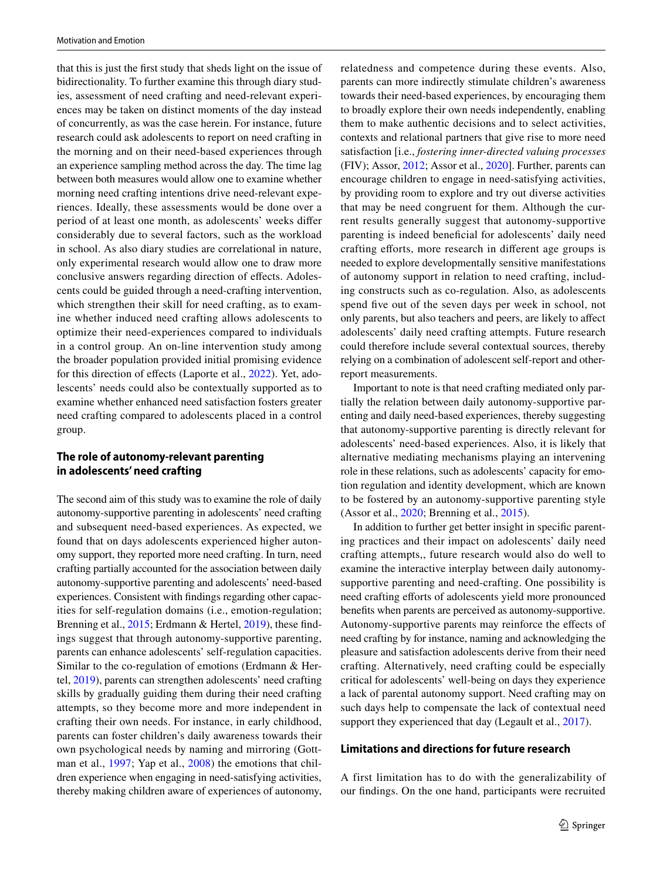that this is just the first study that sheds light on the issue of bidirectionality. To further examine this through diary studies, assessment of need crafting and need-relevant experiences may be taken on distinct moments of the day instead of concurrently, as was the case herein. For instance, future research could ask adolescents to report on need crafting in the morning and on their need-based experiences through an experience sampling method across the day. The time lag between both measures would allow one to examine whether morning need crafting intentions drive need-relevant experiences. Ideally, these assessments would be done over a period of at least one month, as adolescents' weeks differ considerably due to several factors, such as the workload in school. As also diary studies are correlational in nature, only experimental research would allow one to draw more conclusive answers regarding direction of effects. Adolescents could be guided through a need-crafting intervention, which strengthen their skill for need crafting, as to examine whether induced need crafting allows adolescents to optimize their need-experiences compared to individuals in a control group. An on-line intervention study among the broader population provided initial promising evidence for this direction of effects (Laporte et al., 2022). Yet, adolescents' needs could also be contextually supported as to examine whether enhanced need satisfaction fosters greater need crafting compared to adolescents placed in a control group.

## The role of autonomy-relevant parenting in adolescents' need crafting

The second aim of this study was to examine the role of daily autonomy-supportive parenting in adolescents' need crafting and subsequent need-based experiences. As expected, we found that on days adolescents experienced higher autonomy support, they reported more need crafting. In turn, need crafting partially accounted for the association between daily autonomy-supportive parenting and adolescents' need-based experiences. Consistent with findings regarding other capacities for self-regulation domains (i.e., emotion-regulation; Brenning et al., 2015; Erdmann & Hertel, 2019), these findings suggest that through autonomy-supportive parenting, parents can enhance adolescents' self-regulation capacities. Similar to the co-regulation of emotions (Erdmann & Hertel, 2019), parents can strengthen adolescents' need crafting skills by gradually guiding them during their need crafting attempts, so they become more and more independent in crafting their own needs. For instance, in early childhood, parents can foster children's daily awareness towards their own psychological needs by naming and mirroring (Gottman et al., 1997; Yap et al., 2008) the emotions that children experience when engaging in need-satisfying activities, thereby making children aware of experiences of autonomy, relatedness and competence during these events. Also, parents can more indirectly stimulate children's awareness towards their need-based experiences, by encouraging them to broadly explore their own needs independently, enabling them to make authentic decisions and to select activities, contexts and relational partners that give rise to more need satisfaction [i.e., *fostering inner-directed valuing processes* (FIV); Assor, 2012; Assor et al., 2020]. Further, parents can encourage children to engage in need-satisfying activities, by providing room to explore and try out diverse activities that may be need congruent for them. Although the current results generally suggest that autonomy-supportive parenting is indeed beneficial for adolescents' daily need crafting efforts, more research in different age groups is needed to explore developmentally sensitive manifestations of autonomy support in relation to need crafting, including constructs such as co-regulation. Also, as adolescents spend five out of the seven days per week in school, not only parents, but also teachers and peers, are likely to affect adolescents' daily need crafting attempts. Future research could therefore include several contextual sources, thereby relying on a combination of adolescent self-report and other-report measurements.

Important to note is that need crafting mediated only partially the relation between daily autonomy-supportive parenting and daily need-based experiences, thereby suggesting that autonomy-supportive parenting is directly relevant for adolescents' need-based experiences. Also, it is likely that alternative mediating mechanisms playing an intervening role in these relations, such as adolescents' capacity for emotion regulation and identity development, which are known to be fostered by an autonomy-supportive parenting style (Assor et al., 2020; Brenning et al., 2015).

In addition to further get better insight in specific parenting practices and their impact on adolescents' daily need crafting attempts,, future research would also do well to examine the interactive interplay between daily autonomy-supportive parenting and need-crafting. One possibility is need crafting efforts of adolescents yield more pronounced benefits when parents are perceived as autonomy-supportive. Autonomy-supportive parents may reinforce the effects of need crafting by for instance, naming and acknowledging the pleasure and satisfaction adolescents derive from their need crafting. Alternatively, need crafting could be especially critical for adolescents' well-being on days they experience a lack of parental autonomy support. Need crafting may on such days help to compensate the lack of contextual need support they experienced that day (Legault et al., 2017).

## Limitations and directions for future research

A first limitation has to do with the generalizability of our findings. On the one hand, participants were recruited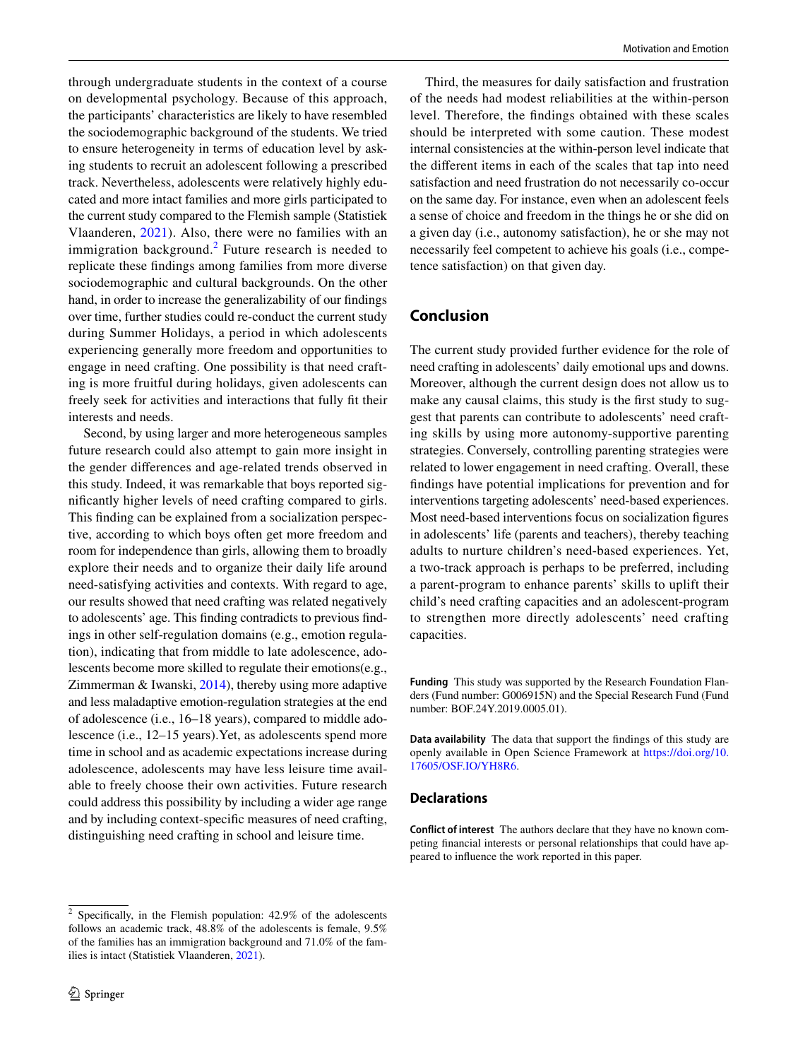through undergraduate students in the context of a course on developmental psychology. Because of this approach, the participants' characteristics are likely to have resembled the sociodemographic background of the students. We tried to ensure heterogeneity in terms of education level by asking students to recruit an adolescent following a prescribed track. Nevertheless, adolescents were relatively highly educated and more intact families and more girls participated to the current study compared to the Flemish sample (Statistiek Vlaanderen, 2021). Also, there were no families with an immigration background.[2] Future research is needed to replicate these findings among families from more diverse sociodemographic and cultural backgrounds. On the other hand, in order to increase the generalizability of our findings over time, further studies could re-conduct the current study during Summer Holidays, a period in which adolescents experiencing generally more freedom and opportunities to engage in need crafting. One possibility is that need crafting is more fruitful during holidays, given adolescents can freely seek for activities and interactions that fully fit their interests and needs.

Second, by using larger and more heterogeneous samples future research could also attempt to gain more insight in the gender differences and age-related trends observed in this study. Indeed, it was remarkable that boys reported significantly higher levels of need crafting compared to girls. This finding can be explained from a socialization perspective, according to which boys often get more freedom and room for independence than girls, allowing them to broadly explore their needs and to organize their daily life around need-satisfying activities and contexts. With regard to age, our results showed that need crafting was related negatively to adolescents' age. This finding contradicts to previous findings in other self-regulation domains (e.g., emotion regulation), indicating that from middle to late adolescence, adolescents become more skilled to regulate their emotions(e.g., Zimmerman & Iwanski, 2014), thereby using more adaptive and less maladaptive emotion-regulation strategies at the end of adolescence (i.e., 16–18 years), compared to middle adolescence (i.e., 12–15 years).Yet, as adolescents spend more time in school and as academic expectations increase during adolescence, adolescents may have less leisure time available to freely choose their own activities. Future research could address this possibility by including a wider age range and by including context-specific measures of need crafting, distinguishing need crafting in school and leisure time.

Third, the measures for daily satisfaction and frustration of the needs had modest reliabilities at the within-person level. Therefore, the findings obtained with these scales should be interpreted with some caution. These modest internal consistencies at the within-person level indicate that the different items in each of the scales that tap into need satisfaction and need frustration do not necessarily co-occur on the same day. For instance, even when an adolescent feels a sense of choice and freedom in the things he or she did on a given day (i.e., autonomy satisfaction), he or she may not necessarily feel competent to achieve his goals (i.e., competence satisfaction) on that given day.

## Conclusion

The current study provided further evidence for the role of need crafting in adolescents' daily emotional ups and downs. Moreover, although the current design does not allow us to make any causal claims, this study is the first study to suggest that parents can contribute to adolescents' need crafting skills by using more autonomy-supportive parenting strategies. Conversely, controlling parenting strategies were related to lower engagement in need crafting. Overall, these findings have potential implications for prevention and for interventions targeting adolescents' need-based experiences. Most need-based interventions focus on socialization figures in adolescents' life (parents and teachers), thereby teaching adults to nurture children's need-based experiences. Yet, a two-track approach is perhaps to be preferred, including a parent-program to enhance parents' skills to uplift their child's need crafting capacities and an adolescent-program to strengthen more directly adolescents' need crafting capacities.

**Funding** This study was supported by the Research Foundation Flanders (Fund number: G006915N) and the Special Research Fund (Fund number: BOF.24Y.2019.0005.01).

**Data availability** The data that support the findings of this study are openly available in Open Science Framework at https://doi.org/10.17605/OSF.IO/YH8R6.

## Declarations

**Conflict of interest** The authors declare that they have no known competing financial interests or personal relationships that could have appeared to influence the work reported in this paper.

[2] Specifically, in the Flemish population: 42.9% of the adolescents follows an academic track, 48.8% of the adolescents is female, 9.5% of the families has an immigration background and 71.0% of the families is intact (Statistiek Vlaanderen, 2021).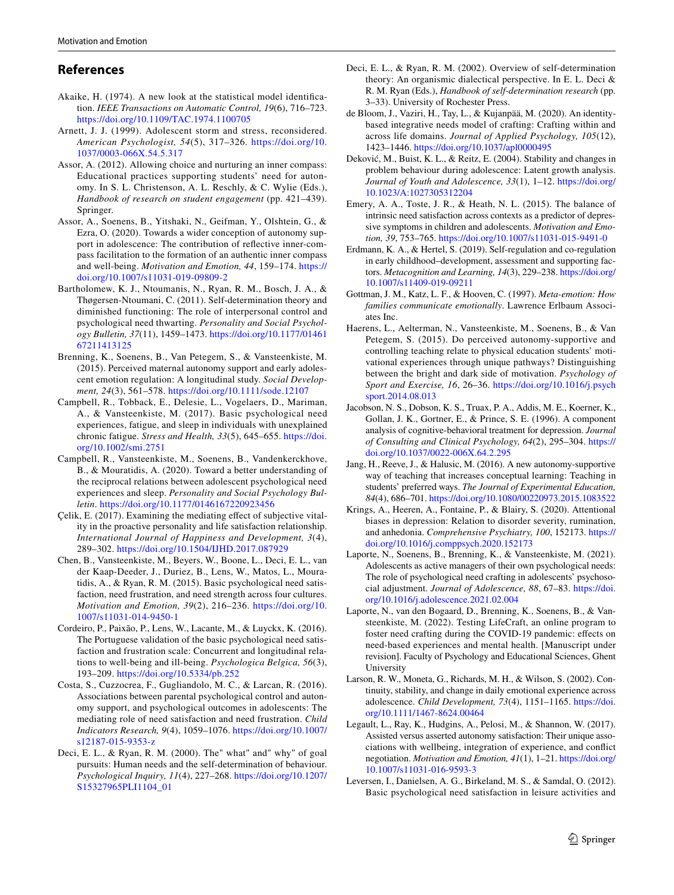## References

Akaike, H. (1974). A new look at the statistical model identification. *IEEE Transactions on Automatic Control, 19*(6), 716–723. https://doi.org/10.1109/TAC.1974.1100705

Arnett, J. J. (1999). Adolescent storm and stress, reconsidered. *American Psychologist, 54*(5), 317–326. https://doi.org/10.1037/0003-066X.54.5.317

Assor, A. (2012). Allowing choice and nurturing an inner compass: Educational practices supporting students' need for autonomy. In S. L. Christenson, A. L. Reschly, & C. Wylie (Eds.), *Handbook of research on student engagement* (pp. 421–439). Springer.

Assor, A., Soenens, B., Yitshaki, N., Geifman, Y., Olshtein, G., & Ezra, O. (2020). Towards a wider conception of autonomy support in adolescence: The contribution of reflective inner-compass facilitation to the formation of an authentic inner compass and well-being. *Motivation and Emotion, 44*, 159–174. https://doi.org/10.1007/s11031-019-09809-2

Bartholomew, K. J., Ntoumanis, N., Ryan, R. M., Bosch, J. A., & Thøgersen-Ntoumani, C. (2011). Self-determination theory and diminished functioning: The role of interpersonal control and psychological need thwarting. *Personality and Social Psychology Bulletin, 37*(11), 1459–1473. https://doi.org/10.1177/0146167211413125

Brenning, K., Soenens, B., Van Petegem, S., & Vansteenkiste, M. (2015). Perceived maternal autonomy support and early adolescent emotion regulation: A longitudinal study. *Social Development, 24*(3), 561–578. https://doi.org/10.1111/sode.12107

Campbell, R., Tobback, E., Delesie, L., Vogelaers, D., Mariman, A., & Vansteenkiste, M. (2017). Basic psychological need experiences, fatigue, and sleep in individuals with unexplained chronic fatigue. *Stress and Health, 33*(5), 645–655. https://doi.org/10.1002/smi.2751

Campbell, R., Vansteenkiste, M., Soenens, B., Vandenkerckhove, B., & Mouratidis, A. (2020). Toward a better understanding of the reciprocal relations between adolescent psychological need experiences and sleep. *Personality and Social Psychology Bulletin*. https://doi.org/10.1177/0146167220923456

Çelik, E. (2017). Examining the mediating effect of subjective vitality in the proactive personality and life satisfaction relationship. *International Journal of Happiness and Development, 3*(4), 289–302. https://doi.org/10.1504/IJHD.2017.087929

Chen, B., Vansteenkiste, M., Beyers, W., Boone, L., Deci, E. L., van der Kaap-Deeder, J., Duriez, B., Lens, W., Matos, L., Mouratidis, A., & Ryan, R. M. (2015). Basic psychological need satisfaction, need frustration, and need strength across four cultures. *Motivation and Emotion, 39*(2), 216–236. https://doi.org/10.1007/s11031-014-9450-1

Cordeiro, P., Paixão, P., Lens, W., Lacante, M., & Luyckx, K. (2016). The Portuguese validation of the basic psychological need satisfaction and frustration scale: Concurrent and longitudinal relations to well-being and ill-being. *Psychologica Belgica, 56*(3), 193–209. https://doi.org/10.5334/pb.252

Costa, S., Cuzzocrea, F., Gugliandolo, M. C., & Larcan, R. (2016). Associations between parental psychological control and autonomy support, and psychological outcomes in adolescents: The mediating role of need satisfaction and need frustration. *Child Indicators Research, 9*(4), 1059–1076. https://doi.org/10.1007/s12187-015-9353-z

Deci, E. L., & Ryan, R. M. (2000). The" what" and" why" of goal pursuits: Human needs and the self-determination of behaviour. *Psychological Inquiry, 11*(4), 227–268. https://doi.org/10.1207/S15327965PLI1104_01

Deci, E. L., & Ryan, R. M. (2002). Overview of self-determination theory: An organismic dialectical perspective. In E. L. Deci & R. M. Ryan (Eds.), *Handbook of self-determination research* (pp. 3–33). University of Rochester Press.

de Bloom, J., Vaziri, H., Tay, L., & Kujanpää, M. (2020). An identity-based integrative needs model of crafting: Crafting within and across life domains. *Journal of Applied Psychology, 105*(12), 1423–1446. https://doi.org/10.1037/apl0000495

Deković, M., Buist, K. L., & Reitz, E. (2004). Stability and changes in problem behaviour during adolescence: Latent growth analysis. *Journal of Youth and Adolescence, 33*(1), 1–12. https://doi.org/10.1023/A:1027305312204

Emery, A. A., Toste, J. R., & Heath, N. L. (2015). The balance of intrinsic need satisfaction across contexts as a predictor of depressive symptoms in children and adolescents. *Motivation and Emotion, 39*, 753–765. https://doi.org/10.1007/s11031-015-9491-0

Erdmann, K. A., & Hertel, S. (2019). Self-regulation and co-regulation in early childhood–development, assessment and supporting factors. *Metacognition and Learning, 14*(3), 229–238. https://doi.org/10.1007/s11409-019-09211

Gottman, J. M., Katz, L. F., & Hooven, C. (1997). *Meta-emotion: How families communicate emotionally*. Lawrence Erlbaum Associates Inc.

Haerens, L., Aelterman, N., Vansteenkiste, M., Soenens, B., & Van Petegem, S. (2015). Do perceived autonomy-supportive and controlling teaching relate to physical education students' motivational experiences through unique pathways? Distinguishing between the bright and dark side of motivation. *Psychology of Sport and Exercise, 16*, 26–36. https://doi.org/10.1016/j.psychsport.2014.08.013

Jacobson, N. S., Dobson, K. S., Truax, P. A., Addis, M. E., Koerner, K., Gollan, J. K., Gortner, E., & Prince, S. E. (1996). A component analysis of cognitive-behavioral treatment for depression. *Journal of Consulting and Clinical Psychology, 64*(2), 295–304. https://doi.org/10.1037/0022-006X.64.2.295

Jang, H., Reeve, J., & Halusic, M. (2016). A new autonomy-supportive way of teaching that increases conceptual learning: Teaching in students' preferred ways. *The Journal of Experimental Education, 84*(4), 686–701. https://doi.org/10.1080/00220973.2015.1083522

Krings, A., Heeren, A., Fontaine, P., & Blairy, S. (2020). Attentional biases in depression: Relation to disorder severity, rumination, and anhedonia. *Comprehensive Psychiatry, 100*, 152173. https://doi.org/10.1016/j.comppsych.2020.152173

Laporte, N., Soenens, B., Brenning, K., & Vansteenkiste, M. (2021). Adolescents as active managers of their own psychological needs: The role of psychological need crafting in adolescents' psychosocial adjustment. *Journal of Adolescence, 88*, 67–83. https://doi.org/10.1016/j.adolescence.2021.02.004

Laporte, N., van den Bogaard, D., Brenning, K., Soenens, B., & Vansteenkiste, M. (2022). Testing LifeCraft, an online program to foster need crafting during the COVID-19 pandemic: effects on need-based experiences and mental health. [Manuscript under revision]. Faculty of Psychology and Educational Sciences, Ghent University

Larson, R. W., Moneta, G., Richards, M. H., & Wilson, S. (2002). Continuity, stability, and change in daily emotional experience across adolescence. *Child Development, 73*(4), 1151–1165. https://doi.org/10.1111/1467-8624.00464

Legault, L., Ray, K., Hudgins, A., Pelosi, M., & Shannon, W. (2017). Assisted versus asserted autonomy satisfaction: Their unique associations with wellbeing, integration of experience, and conflict negotiation. *Motivation and Emotion, 41*(1), 1–21. https://doi.org/10.1007/s11031-016-9593-3

Leversen, I., Danielsen, A. G., Birkeland, M. S., & Samdal, O. (2012). Basic psychological need satisfaction in leisure activities and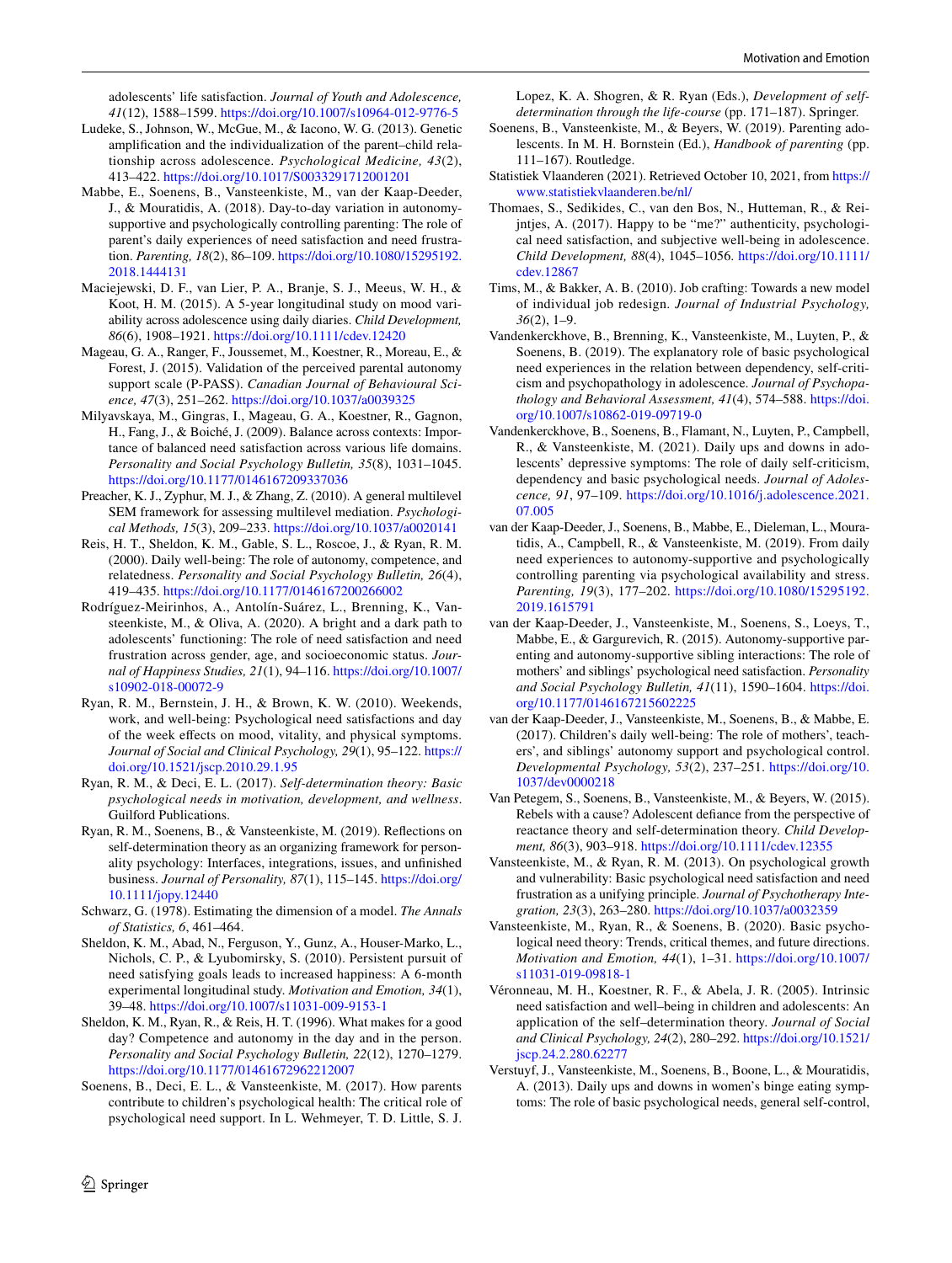adolescents' life satisfaction. *Journal of Youth and Adolescence, 41*(12), 1588–1599. https://doi.org/10.1007/s10964-012-9776-5

Ludeke, S., Johnson, W., McGue, M., & Iacono, W. G. (2013). Genetic amplification and the individualization of the parent–child relationship across adolescence. *Psychological Medicine, 43*(2), 413–422. https://doi.org/10.1017/S0033291712001201

Mabbe, E., Soenens, B., Vansteenkiste, M., van der Kaap-Deeder, J., & Mouratidis, A. (2018). Day-to-day variation in autonomy-supportive and psychologically controlling parenting: The role of parent's daily experiences of need satisfaction and need frustration. *Parenting, 18*(2), 86–109. https://doi.org/10.1080/15295192.2018.1444131

Maciejewski, D. F., van Lier, P. A., Branje, S. J., Meeus, W. H., & Koot, H. M. (2015). A 5-year longitudinal study on mood variability across adolescence using daily diaries. *Child Development, 86*(6), 1908–1921. https://doi.org/10.1111/cdev.12420

Mageau, G. A., Ranger, F., Joussemet, M., Koestner, R., Moreau, E., & Forest, J. (2015). Validation of the perceived parental autonomy support scale (P-PASS). *Canadian Journal of Behavioural Science, 47*(3), 251–262. https://doi.org/10.1037/a0039325

Milyavskaya, M., Gingras, I., Mageau, G. A., Koestner, R., Gagnon, H., Fang, J., & Boiché, J. (2009). Balance across contexts: Importance of balanced need satisfaction across various life domains. *Personality and Social Psychology Bulletin, 35*(8), 1031–1045. https://doi.org/10.1177/0146167209337036

Preacher, K. J., Zyphur, M. J., & Zhang, Z. (2010). A general multilevel SEM framework for assessing multilevel mediation. *Psychological Methods, 15*(3), 209–233. https://doi.org/10.1037/a0020141

Reis, H. T., Sheldon, K. M., Gable, S. L., Roscoe, J., & Ryan, R. M. (2000). Daily well-being: The role of autonomy, competence, and relatedness. *Personality and Social Psychology Bulletin, 26*(4), 419–435. https://doi.org/10.1177/0146167200266002

Rodríguez-Meirinhos, A., Antolín-Suárez, L., Brenning, K., Vansteenkiste, M., & Oliva, A. (2020). A bright and a dark path to adolescents' functioning: The role of need satisfaction and need frustration across gender, age, and socioeconomic status. *Journal of Happiness Studies, 21*(1), 94–116. https://doi.org/10.1007/s10902-018-00072-9

Ryan, R. M., Bernstein, J. H., & Brown, K. W. (2010). Weekends, work, and well-being: Psychological need satisfactions and day of the week effects on mood, vitality, and physical symptoms. *Journal of Social and Clinical Psychology, 29*(1), 95–122. https://doi.org/10.1521/jscp.2010.29.1.95

Ryan, R. M., & Deci, E. L. (2017). *Self-determination theory: Basic psychological needs in motivation, development, and wellness*. Guilford Publications.

Ryan, R. M., Soenens, B., & Vansteenkiste, M. (2019). Reflections on self-determination theory as an organizing framework for personality psychology: Interfaces, integrations, issues, and unfinished business. *Journal of Personality, 87*(1), 115–145. https://doi.org/10.1111/jopy.12440

Schwarz, G. (1978). Estimating the dimension of a model. *The Annals of Statistics, 6*, 461–464.

Sheldon, K. M., Abad, N., Ferguson, Y., Gunz, A., Houser-Marko, L., Nichols, C. P., & Lyubomirsky, S. (2010). Persistent pursuit of need satisfying goals leads to increased happiness: A 6-month experimental longitudinal study. *Motivation and Emotion, 34*(1), 39–48. https://doi.org/10.1007/s11031-009-9153-1

Sheldon, K. M., Ryan, R., & Reis, H. T. (1996). What makes for a good day? Competence and autonomy in the day and in the person. *Personality and Social Psychology Bulletin, 22*(12), 1270–1279. https://doi.org/10.1177/01461672962212007

Soenens, B., Deci, E. L., & Vansteenkiste, M. (2017). How parents contribute to children's psychological health: The critical role of psychological need support. In L. Wehmeyer, T. D. Little, S. J. Lopez, K. A. Shogren, & R. Ryan (Eds.), *Development of self-determination through the life-course* (pp. 171–187). Springer.

Soenens, B., Vansteenkiste, M., & Beyers, W. (2019). Parenting adolescents. In M. H. Bornstein (Ed.), *Handbook of parenting* (pp. 111–167). Routledge.

Statistiek Vlaanderen (2021). Retrieved October 10, 2021, from https://www.statistiekvlaanderen.be/nl/

Thomaes, S., Sedikides, C., van den Bos, N., Hutteman, R., & Reijntjes, A. (2017). Happy to be "me?" authenticity, psychological need satisfaction, and subjective well-being in adolescence. *Child Development, 88*(4), 1045–1056. https://doi.org/10.1111/cdev.12867

Tims, M., & Bakker, A. B. (2010). Job crafting: Towards a new model of individual job redesign. *Journal of Industrial Psychology, 36*(2), 1–9.

Vandenkerckhove, B., Brenning, K., Vansteenkiste, M., Luyten, P., & Soenens, B. (2019). The explanatory role of basic psychological need experiences in the relation between dependency, self-criticism and psychopathology in adolescence. *Journal of Psychopathology and Behavioral Assessment, 41*(4), 574–588. https://doi.org/10.1007/s10862-019-09719-0

Vandenkerckhove, B., Soenens, B., Flamant, N., Luyten, P., Campbell, R., & Vansteenkiste, M. (2021). Daily ups and downs in adolescents' depressive symptoms: The role of daily self-criticism, dependency and basic psychological needs. *Journal of Adolescence, 91*, 97–109. https://doi.org/10.1016/j.adolescence.2021.07.005

van der Kaap-Deeder, J., Soenens, B., Mabbe, E., Dieleman, L., Mouratidis, A., Campbell, R., & Vansteenkiste, M. (2019). From daily need experiences to autonomy-supportive and psychologically controlling parenting via psychological availability and stress. *Parenting, 19*(3), 177–202. https://doi.org/10.1080/15295192.2019.1615791

van der Kaap-Deeder, J., Vansteenkiste, M., Soenens, S., Loeys, T., Mabbe, E., & Gargurevich, R. (2015). Autonomy-supportive parenting and autonomy-supportive sibling interactions: The role of mothers' and siblings' psychological need satisfaction. *Personality and Social Psychology Bulletin, 41*(11), 1590–1604. https://doi.org/10.1177/0146167215602225

van der Kaap-Deeder, J., Vansteenkiste, M., Soenens, B., & Mabbe, E. (2017). Children's daily well-being: The role of mothers', teachers', and siblings' autonomy support and psychological control. *Developmental Psychology, 53*(2), 237–251. https://doi.org/10.1037/dev0000218

Van Petegem, S., Soenens, B., Vansteenkiste, M., & Beyers, W. (2015). Rebels with a cause? Adolescent defiance from the perspective of reactance theory and self-determination theory. *Child Development, 86*(3), 903–918. https://doi.org/10.1111/cdev.12355

Vansteenkiste, M., & Ryan, R. M. (2013). On psychological growth and vulnerability: Basic psychological need satisfaction and need frustration as a unifying principle. *Journal of Psychotherapy Integration, 23*(3), 263–280. https://doi.org/10.1037/a0032359

Vansteenkiste, M., Ryan, R., & Soenens, B. (2020). Basic psychological need theory: Trends, critical themes, and future directions. *Motivation and Emotion, 44*(1), 1–31. https://doi.org/10.1007/s11031-019-09818-1

Véronneau, M. H., Koestner, R. F., & Abela, J. R. (2005). Intrinsic need satisfaction and well–being in children and adolescents: An application of the self–determination theory. *Journal of Social and Clinical Psychology, 24*(2), 280–292. https://doi.org/10.1521/jscp.24.2.280.62277

Verstuyf, J., Vansteenkiste, M., Soenens, B., Boone, L., & Mouratidis, A. (2013). Daily ups and downs in women's binge eating symptoms: The role of basic psychological needs, general self-control,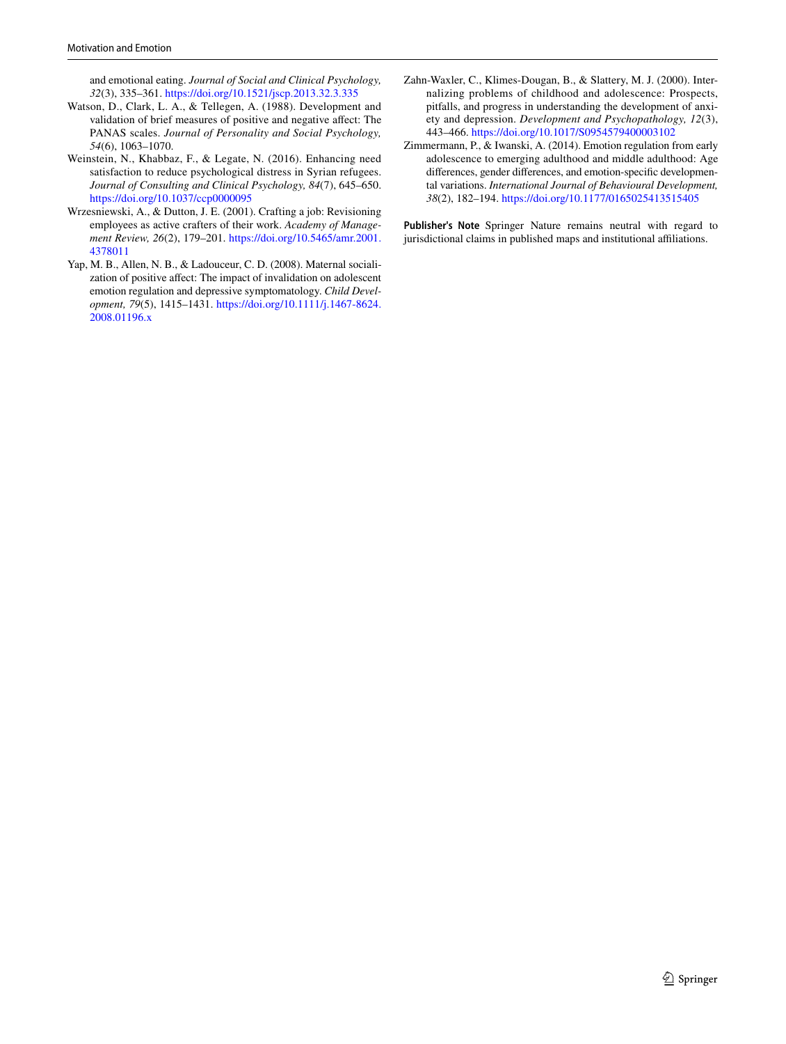and emotional eating. *Journal of Social and Clinical Psychology, 32*(3), 335–361. https://doi.org/10.1521/jscp.2013.32.3.335

Watson, D., Clark, L. A., & Tellegen, A. (1988). Development and validation of brief measures of positive and negative affect: The PANAS scales. *Journal of Personality and Social Psychology, 54*(6), 1063–1070.

Weinstein, N., Khabbaz, F., & Legate, N. (2016). Enhancing need satisfaction to reduce psychological distress in Syrian refugees. *Journal of Consulting and Clinical Psychology, 84*(7), 645–650. https://doi.org/10.1037/ccp0000095

Wrzesniewski, A., & Dutton, J. E. (2001). Crafting a job: Revisioning employees as active crafters of their work. *Academy of Management Review, 26*(2), 179–201. https://doi.org/10.5465/amr.2001.4378011

Yap, M. B., Allen, N. B., & Ladouceur, C. D. (2008). Maternal socialization of positive affect: The impact of invalidation on adolescent emotion regulation and depressive symptomatology. *Child Development, 79*(5), 1415–1431. https://doi.org/10.1111/j.1467-8624.2008.01196.x

Zahn-Waxler, C., Klimes-Dougan, B., & Slattery, M. J. (2000). Internalizing problems of childhood and adolescence: Prospects, pitfalls, and progress in understanding the development of anxiety and depression. *Development and Psychopathology, 12*(3), 443–466. https://doi.org/10.1017/S0954579400003102

Zimmermann, P., & Iwanski, A. (2014). Emotion regulation from early adolescence to emerging adulthood and middle adulthood: Age differences, gender differences, and emotion-specific developmental variations. *International Journal of Behavioural Development, 38*(2), 182–194. https://doi.org/10.1177/0165025413515405

**Publisher's Note** Springer Nature remains neutral with regard to jurisdictional claims in published maps and institutional affiliations.